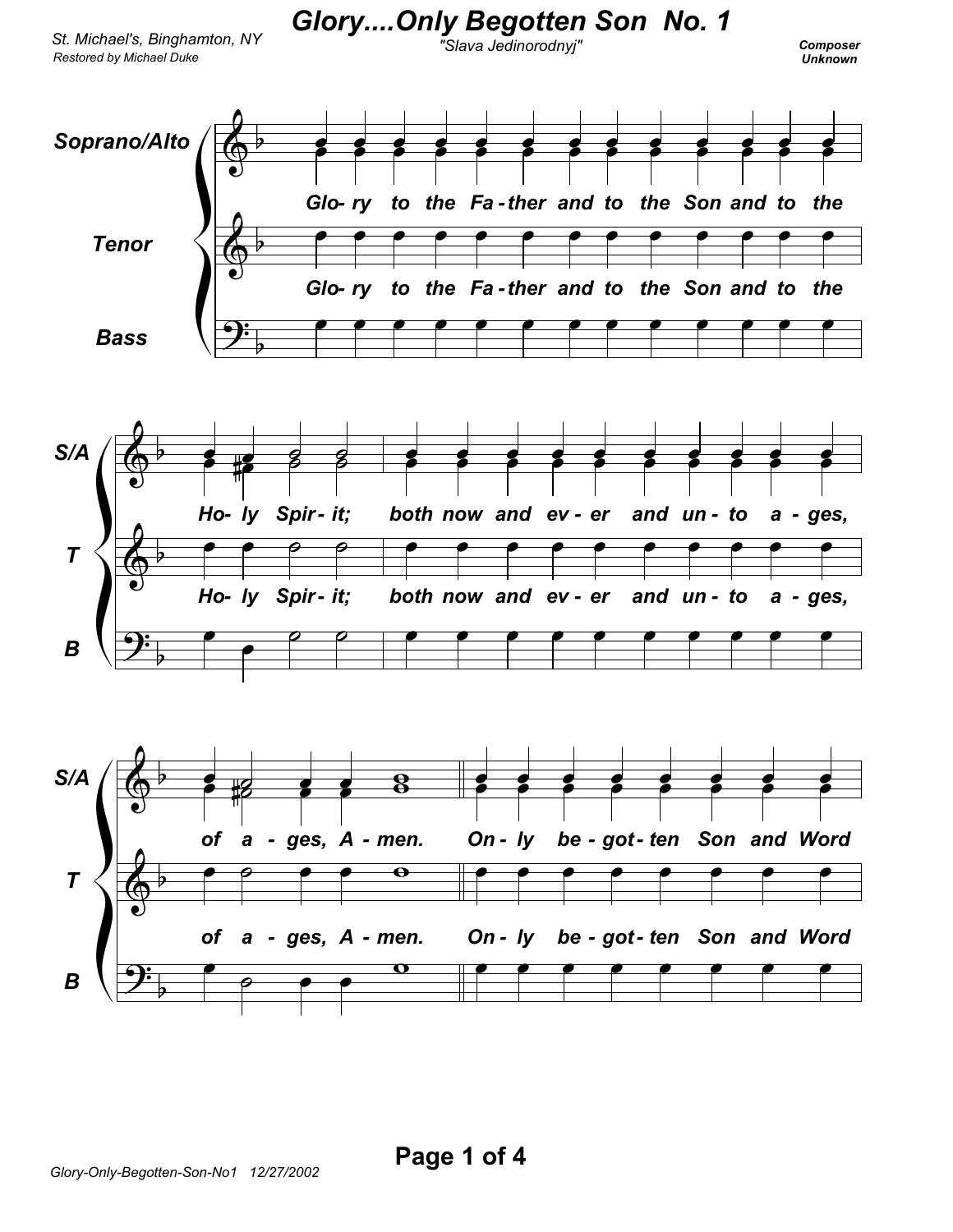# Glory....Only Begotten Son No. 1

*"Slava Jedinorodnyj"*

St. Michael's, Binghamton, NY

*Restored by Michael Duke*

**Composer Unknown**

**Soprano/Alto, Tenor, Bass**

*Glo- ry to the Fa - ther and to the Son and to the Ho- ly Spir - it; both now and ev - er and un - to a - ges, of a - ges, A - men.*

*On - ly be - got - ten Son and Word*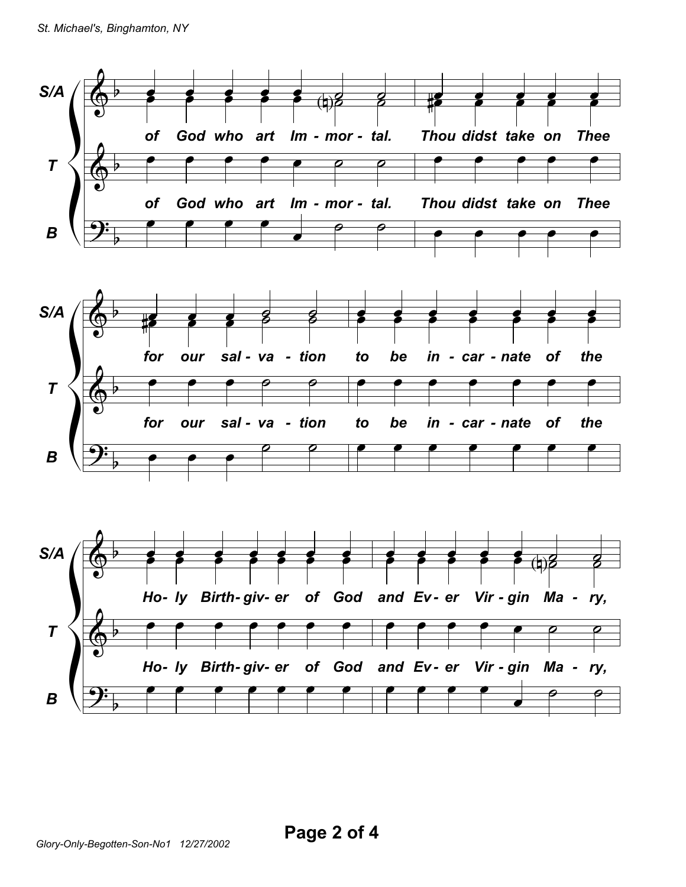of God who art Im - mor - tal. Thou didst take on Thee

for our sal - va - tion to be in - car - nate of the

Ho- ly Birth- giv- er of God and Ev - er Vir - gin Ma - ry,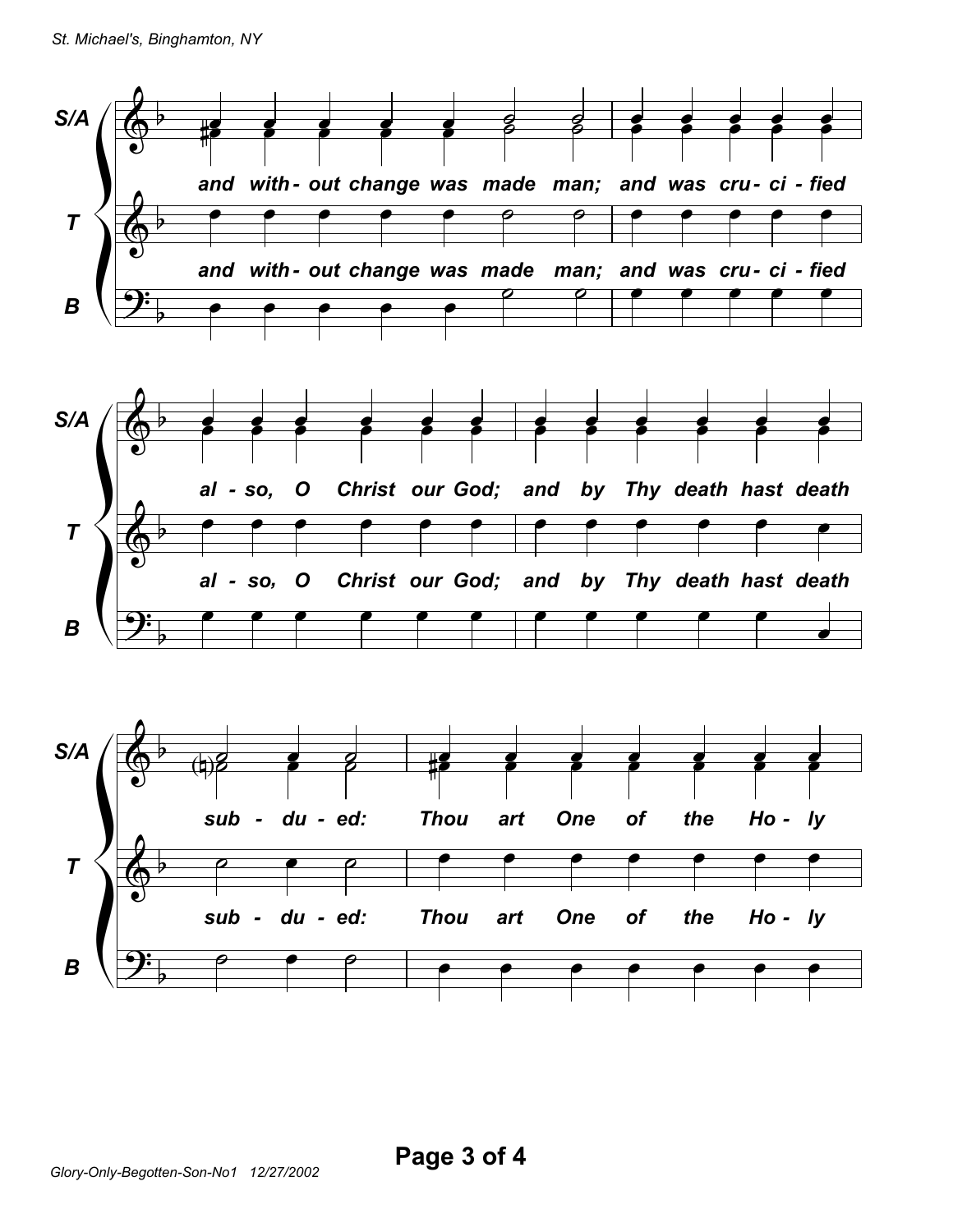**S/A**

and with - out change was made man; and was cru - ci - fied

**T**

and with - out change was made man; and was cru - ci - fied

**B**

**S/A**

al - so, O Christ our God; and by Thy death hast death

**T**

al - so, O Christ our God; and by Thy death hast death

**B**

**S/A**

sub - du - ed: Thou art One of the Ho - ly

**T**

sub - du - ed: Thou art One of the Ho - ly

**B**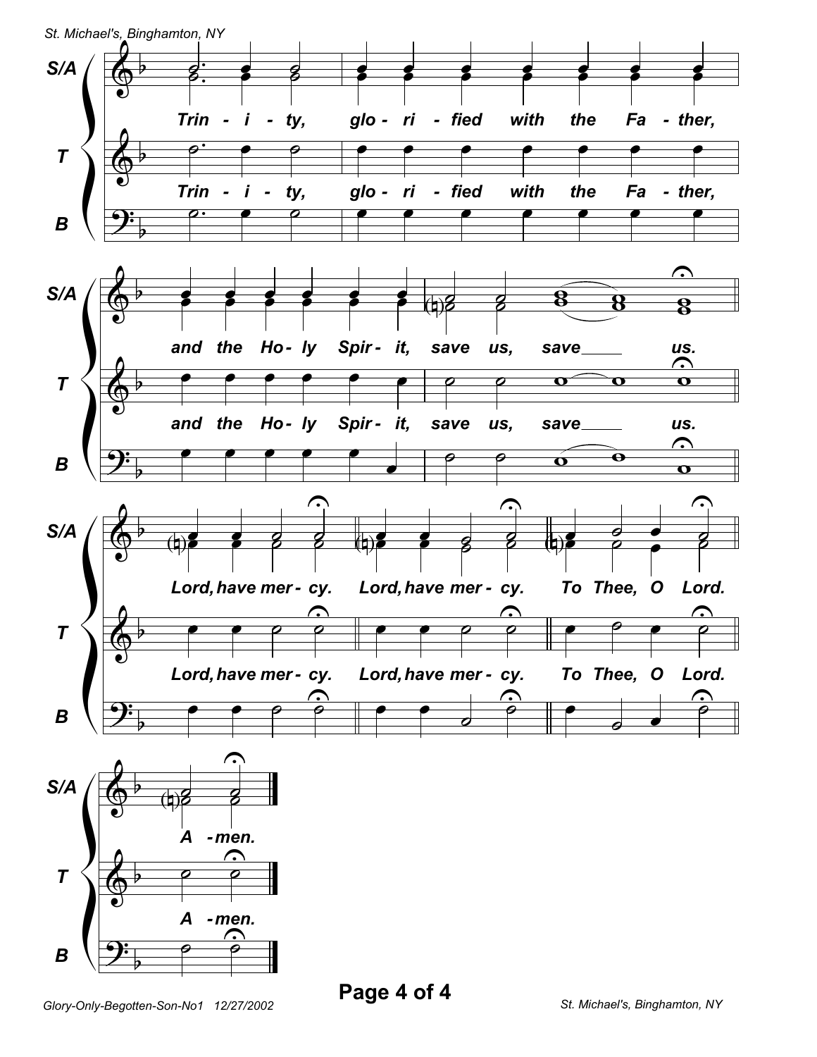S/A: Trin - i - ty, glo - ri - fied with the Fa - ther,

T: Trin - i - ty, glo - ri - fied with the Fa - ther,

B

S/A: and the Ho - ly Spir - it, save us, save ___ us.

T: and the Ho - ly Spir - it, save us, save ___ us.

B

S/A: Lord, have mer - cy. Lord, have mer - cy. To Thee, O Lord.

T: Lord, have mer - cy. Lord, have mer - cy. To Thee, O Lord.

B

S/A: A - men.

T: A - men.

B

Glory-Only-Begotten-Son-No1 12/27/2002